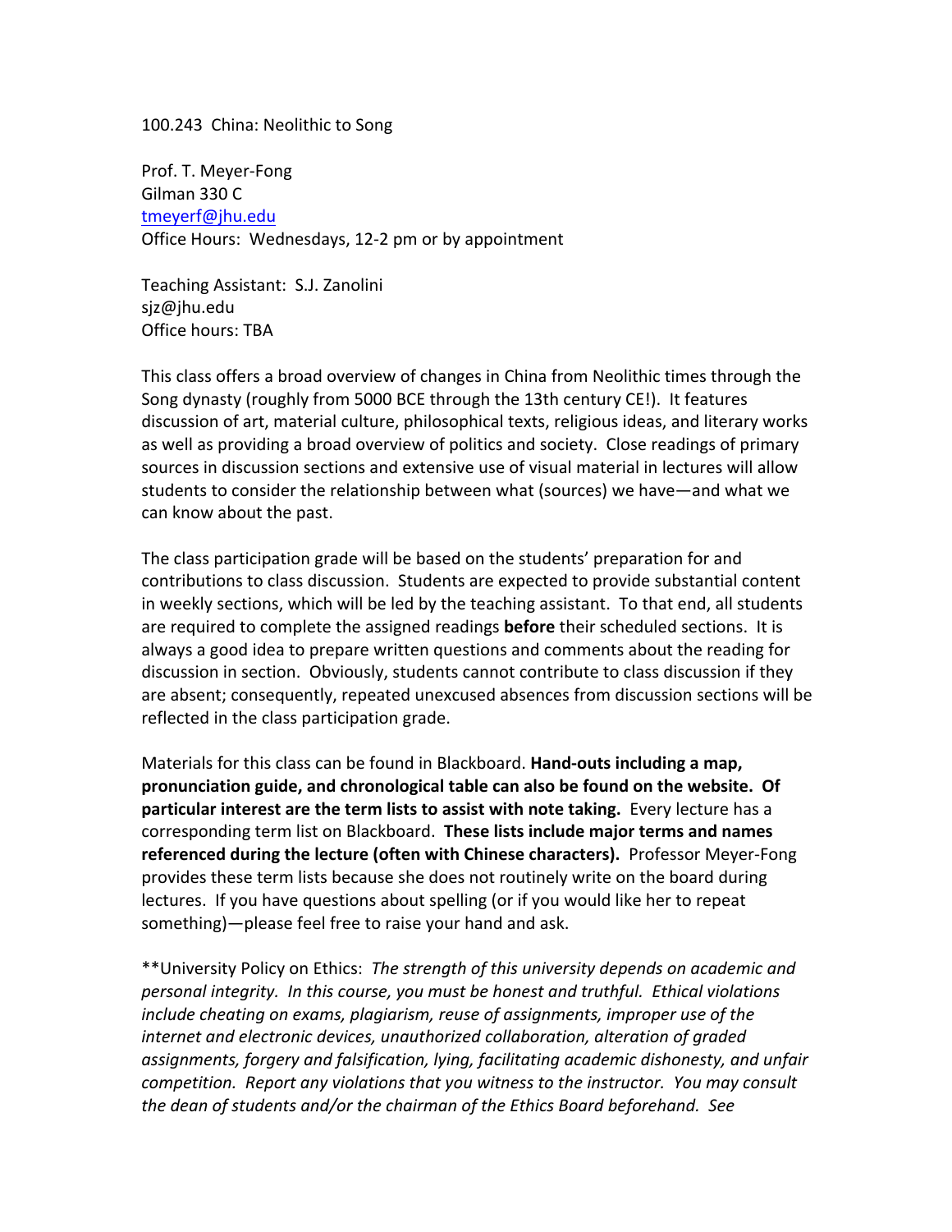100.243 China: Neolithic to Song

Prof. T. Meyer-Fong
Gilman 330 C
tmeyerf@jhu.edu
Office Hours: Wednesdays, 12-2 pm or by appointment

Teaching Assistant: S.J. Zanolini
sjz@jhu.edu
Office hours: TBA

This class offers a broad overview of changes in China from Neolithic times through the Song dynasty (roughly from 5000 BCE through the 13th century CE!). It features discussion of art, material culture, philosophical texts, religious ideas, and literary works as well as providing a broad overview of politics and society. Close readings of primary sources in discussion sections and extensive use of visual material in lectures will allow students to consider the relationship between what (sources) we have—and what we can know about the past.

The class participation grade will be based on the students' preparation for and contributions to class discussion. Students are expected to provide substantial content in weekly sections, which will be led by the teaching assistant. To that end, all students are required to complete the assigned readings **before** their scheduled sections. It is always a good idea to prepare written questions and comments about the reading for discussion in section. Obviously, students cannot contribute to class discussion if they are absent; consequently, repeated unexcused absences from discussion sections will be reflected in the class participation grade.

Materials for this class can be found in Blackboard. **Hand-outs including a map, pronunciation guide, and chronological table can also be found on the website. Of particular interest are the term lists to assist with note taking.** Every lecture has a corresponding term list on Blackboard. **These lists include major terms and names referenced during the lecture (often with Chinese characters).** Professor Meyer-Fong provides these term lists because she does not routinely write on the board during lectures. If you have questions about spelling (or if you would like her to repeat something)—please feel free to raise your hand and ask.

**University Policy on Ethics: *The strength of this university depends on academic and personal integrity. In this course, you must be honest and truthful. Ethical violations include cheating on exams, plagiarism, reuse of assignments, improper use of the internet and electronic devices, unauthorized collaboration, alteration of graded assignments, forgery and falsification, lying, facilitating academic dishonesty, and unfair competition. Report any violations that you witness to the instructor. You may consult the dean of students and/or the chairman of the Ethics Board beforehand. See*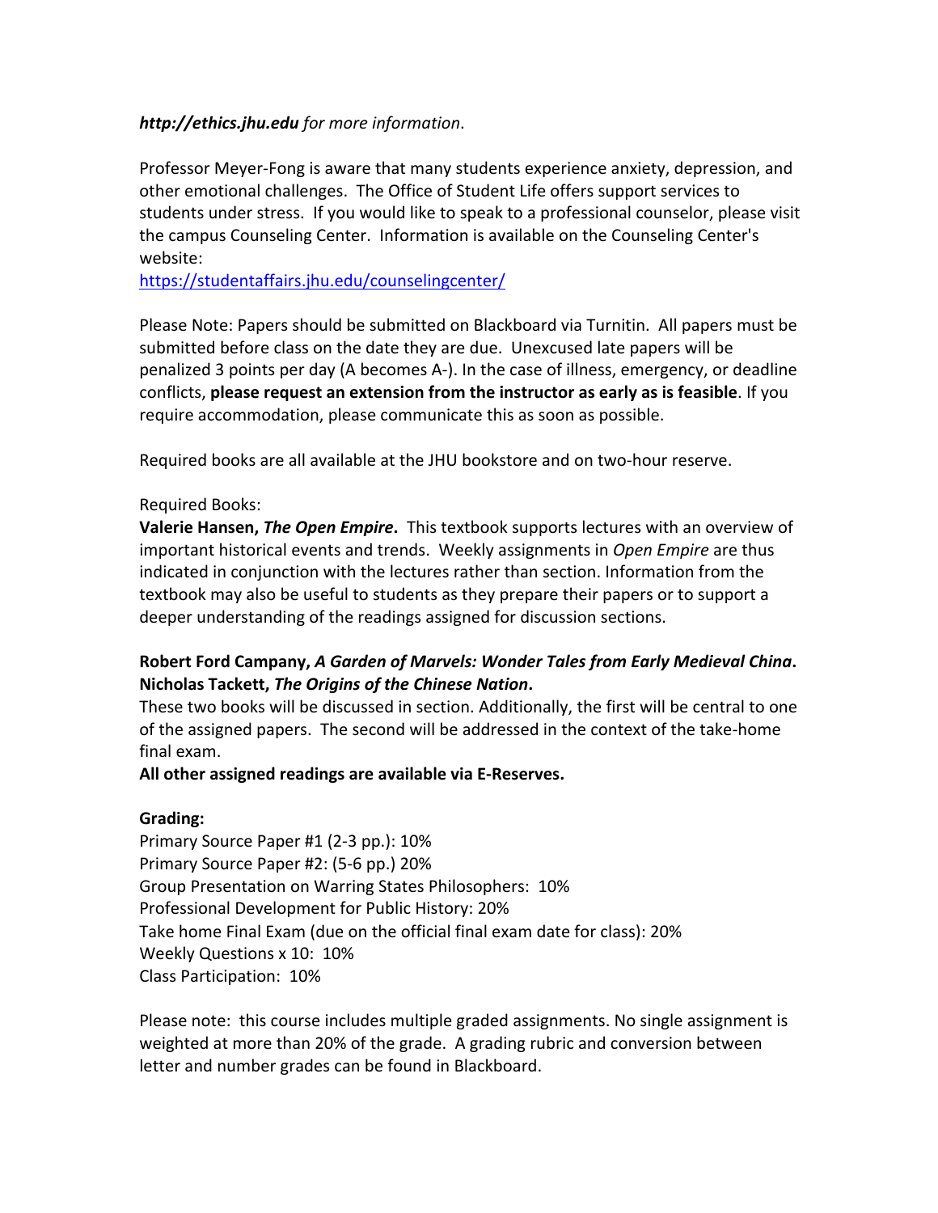***http://ethics.jhu.edu** for more information*.

Professor Meyer-Fong is aware that many students experience anxiety, depression, and other emotional challenges. The Office of Student Life offers support services to students under stress. If you would like to speak to a professional counselor, please visit the campus Counseling Center. Information is available on the Counseling Center's website:
https://studentaffairs.jhu.edu/counselingcenter/

Please Note: Papers should be submitted on Blackboard via Turnitin. All papers must be submitted before class on the date they are due. Unexcused late papers will be penalized 3 points per day (A becomes A-). In the case of illness, emergency, or deadline conflicts, **please request an extension from the instructor as early as is feasible**. If you require accommodation, please communicate this as soon as possible.

Required books are all available at the JHU bookstore and on two-hour reserve.

Required Books:
**Valerie Hansen, *The Open Empire*.** This textbook supports lectures with an overview of important historical events and trends. Weekly assignments in *Open Empire* are thus indicated in conjunction with the lectures rather than section. Information from the textbook may also be useful to students as they prepare their papers or to support a deeper understanding of the readings assigned for discussion sections.

**Robert Ford Campany, *A Garden of Marvels: Wonder Tales from Early Medieval China*.**
**Nicholas Tackett, *The Origins of the Chinese Nation*.**
These two books will be discussed in section. Additionally, the first will be central to one of the assigned papers. The second will be addressed in the context of the take-home final exam.
**All other assigned readings are available via E-Reserves.**

**Grading:**
Primary Source Paper #1 (2-3 pp.): 10%
Primary Source Paper #2: (5-6 pp.) 20%
Group Presentation on Warring States Philosophers: 10%
Professional Development for Public History: 20%
Take home Final Exam (due on the official final exam date for class): 20%
Weekly Questions x 10: 10%
Class Participation: 10%

Please note: this course includes multiple graded assignments. No single assignment is weighted at more than 20% of the grade. A grading rubric and conversion between letter and number grades can be found in Blackboard.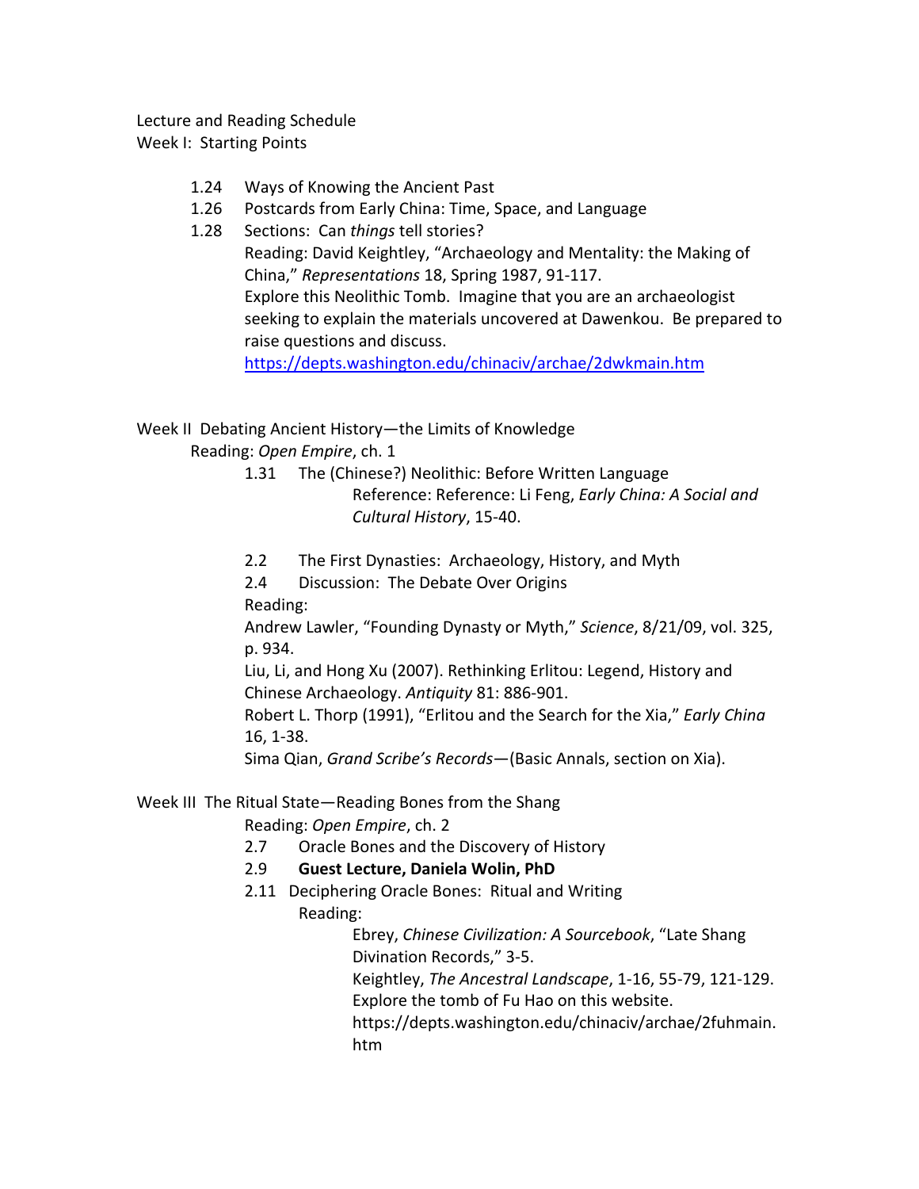Lecture and Reading Schedule

Week I: Starting Points

- 1.24 Ways of Knowing the Ancient Past
- 1.26 Postcards from Early China: Time, Space, and Language
- 1.28 Sections: Can *things* tell stories?
  Reading: David Keightley, "Archaeology and Mentality: the Making of China," *Representations* 18, Spring 1987, 91-117.
  Explore this Neolithic Tomb. Imagine that you are an archaeologist seeking to explain the materials uncovered at Dawenkou. Be prepared to raise questions and discuss.
  https://depts.washington.edu/chinaciv/archae/2dwkmain.htm

Week II Debating Ancient History—the Limits of Knowledge

Reading: *Open Empire*, ch. 1

- 1.31 The (Chinese?) Neolithic: Before Written Language
  Reference: Reference: Li Feng, *Early China: A Social and Cultural History*, 15-40.
- 2.2 The First Dynasties: Archaeology, History, and Myth
- 2.4 Discussion: The Debate Over Origins
  Reading:
  Andrew Lawler, "Founding Dynasty or Myth," *Science*, 8/21/09, vol. 325, p. 934.
  Liu, Li, and Hong Xu (2007). Rethinking Erlitou: Legend, History and Chinese Archaeology. *Antiquity* 81: 886-901.
  Robert L. Thorp (1991), "Erlitou and the Search for the Xia," *Early China* 16, 1-38.
  Sima Qian, *Grand Scribe's Records*—(Basic Annals, section on Xia).

Week III The Ritual State—Reading Bones from the Shang

Reading: *Open Empire*, ch. 2

- 2.7 Oracle Bones and the Discovery of History
- 2.9 **Guest Lecture, Daniela Wolin, PhD**
- 2.11 Deciphering Oracle Bones: Ritual and Writing
  Reading:
  Ebrey, *Chinese Civilization: A Sourcebook*, "Late Shang Divination Records," 3-5.
  Keightley, *The Ancestral Landscape*, 1-16, 55-79, 121-129.
  Explore the tomb of Fu Hao on this website.
  https://depts.washington.edu/chinaciv/archae/2fuhmain.htm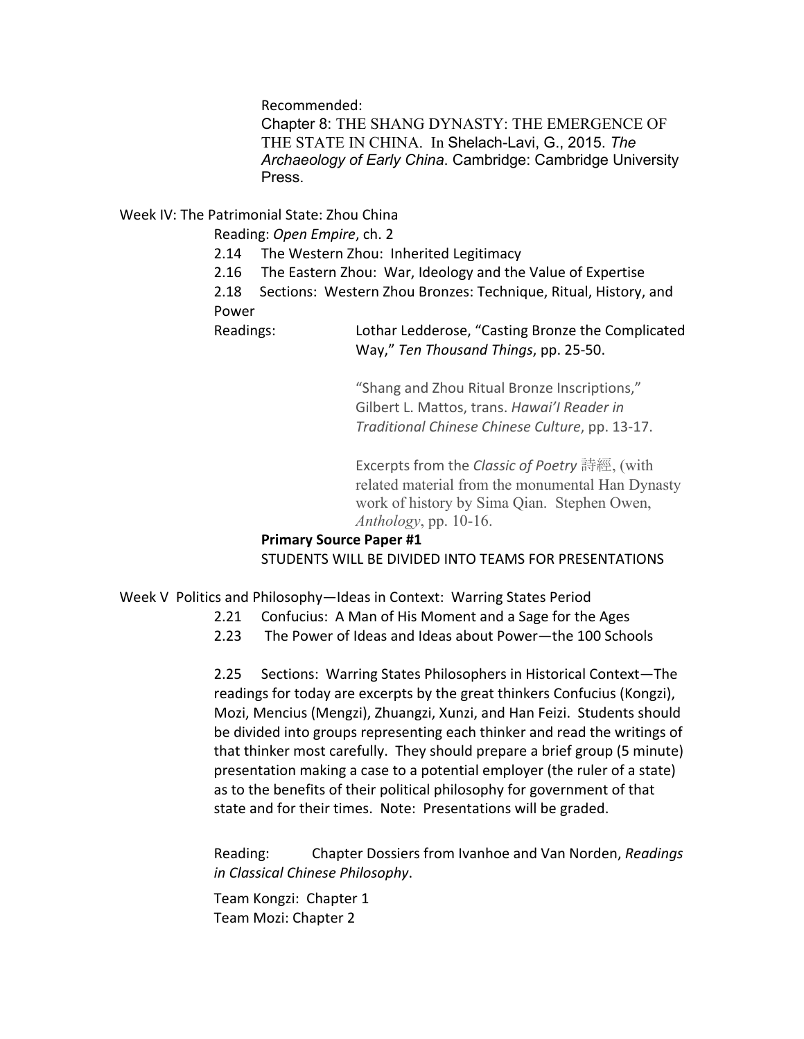Recommended:
Chapter 8: THE SHANG DYNASTY: THE EMERGENCE OF THE STATE IN CHINA. In Shelach-Lavi, G., 2015. *The Archaeology of Early China*. Cambridge: Cambridge University Press.

Week IV: The Patrimonial State: Zhou China

Reading: *Open Empire*, ch. 2

2.14 The Western Zhou: Inherited Legitimacy

2.16 The Eastern Zhou: War, Ideology and the Value of Expertise

2.18 Sections: Western Zhou Bronzes: Technique, Ritual, History, and Power

Readings: Lothar Ledderose, "Casting Bronze the Complicated Way," *Ten Thousand Things*, pp. 25-50.

"Shang and Zhou Ritual Bronze Inscriptions," Gilbert L. Mattos, trans. *Hawai'I Reader in Traditional Chinese Chinese Culture*, pp. 13-17.

Excerpts from the *Classic of Poetry* 詩經, (with related material from the monumental Han Dynasty work of history by Sima Qian. Stephen Owen, *Anthology*, pp. 10-16.

**Primary Source Paper #1**

STUDENTS WILL BE DIVIDED INTO TEAMS FOR PRESENTATIONS

Week V Politics and Philosophy—Ideas in Context: Warring States Period

2.21 Confucius: A Man of His Moment and a Sage for the Ages

2.23 The Power of Ideas and Ideas about Power—the 100 Schools

2.25 Sections: Warring States Philosophers in Historical Context—The readings for today are excerpts by the great thinkers Confucius (Kongzi), Mozi, Mencius (Mengzi), Zhuangzi, Xunzi, and Han Feizi. Students should be divided into groups representing each thinker and read the writings of that thinker most carefully. They should prepare a brief group (5 minute) presentation making a case to a potential employer (the ruler of a state) as to the benefits of their political philosophy for government of that state and for their times. Note: Presentations will be graded.

Reading: Chapter Dossiers from Ivanhoe and Van Norden, *Readings in Classical Chinese Philosophy*.

Team Kongzi: Chapter 1

Team Mozi: Chapter 2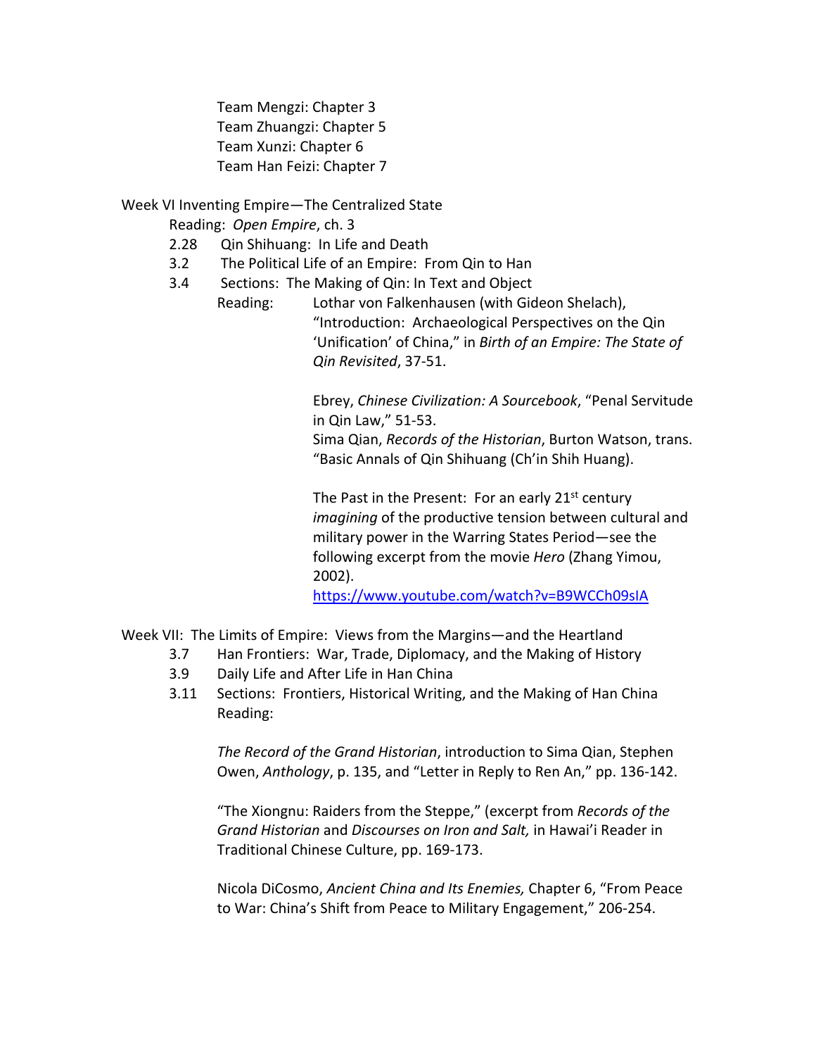Team Mengzi: Chapter 3
Team Zhuangzi: Chapter 5
Team Xunzi: Chapter 6
Team Han Feizi: Chapter 7

Week VI Inventing Empire—The Centralized State

Reading: *Open Empire*, ch. 3

2.28 Qin Shihuang: In Life and Death

3.2 The Political Life of an Empire: From Qin to Han

3.4 Sections: The Making of Qin: In Text and Object

Reading: Lothar von Falkenhausen (with Gideon Shelach), "Introduction: Archaeological Perspectives on the Qin 'Unification' of China," in *Birth of an Empire: The State of Qin Revisited*, 37-51.

Ebrey, *Chinese Civilization: A Sourcebook*, "Penal Servitude in Qin Law," 51-53.
Sima Qian, *Records of the Historian*, Burton Watson, trans. "Basic Annals of Qin Shihuang (Ch'in Shih Huang).

The Past in the Present: For an early 21st century *imagining* of the productive tension between cultural and military power in the Warring States Period—see the following excerpt from the movie *Hero* (Zhang Yimou, 2002).
https://www.youtube.com/watch?v=B9WCCh09sIA

Week VII: The Limits of Empire: Views from the Margins—and the Heartland

3.7 Han Frontiers: War, Trade, Diplomacy, and the Making of History

3.9 Daily Life and After Life in Han China

3.11 Sections: Frontiers, Historical Writing, and the Making of Han China

Reading:

*The Record of the Grand Historian*, introduction to Sima Qian, Stephen Owen, *Anthology*, p. 135, and "Letter in Reply to Ren An," pp. 136-142.

"The Xiongnu: Raiders from the Steppe," (excerpt from *Records of the Grand Historian* and *Discourses on Iron and Salt,* in Hawai'i Reader in Traditional Chinese Culture, pp. 169-173.

Nicola DiCosmo, *Ancient China and Its Enemies,* Chapter 6, "From Peace to War: China's Shift from Peace to Military Engagement," 206-254.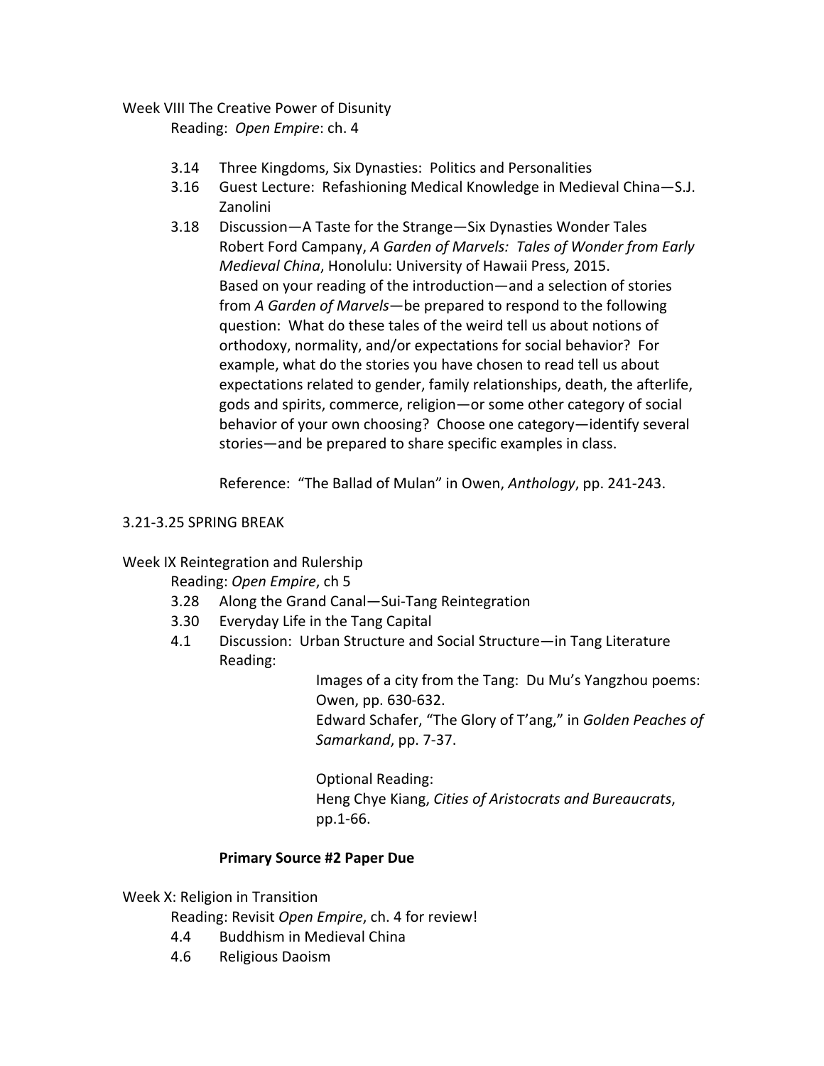Week VIII The Creative Power of Disunity

Reading: *Open Empire*: ch. 4

- 3.14 Three Kingdoms, Six Dynasties: Politics and Personalities
- 3.16 Guest Lecture: Refashioning Medical Knowledge in Medieval China—S.J. Zanolini
- 3.18 Discussion—A Taste for the Strange—Six Dynasties Wonder Tales
  Robert Ford Campany, *A Garden of Marvels: Tales of Wonder from Early Medieval China*, Honolulu: University of Hawaii Press, 2015.
  Based on your reading of the introduction—and a selection of stories from *A Garden of Marvels*—be prepared to respond to the following question: What do these tales of the weird tell us about notions of orthodoxy, normality, and/or expectations for social behavior? For example, what do the stories you have chosen to read tell us about expectations related to gender, family relationships, death, the afterlife, gods and spirits, commerce, religion—or some other category of social behavior of your own choosing? Choose one category—identify several stories—and be prepared to share specific examples in class.

  Reference: "The Ballad of Mulan" in Owen, *Anthology*, pp. 241-243.

3.21-3.25 SPRING BREAK

Week IX Reintegration and Rulership

Reading: *Open Empire*, ch 5

- 3.28 Along the Grand Canal—Sui-Tang Reintegration
- 3.30 Everyday Life in the Tang Capital
- 4.1 Discussion: Urban Structure and Social Structure—in Tang Literature
  Reading:

  Images of a city from the Tang: Du Mu's Yangzhou poems: Owen, pp. 630-632.
  Edward Schafer, "The Glory of T'ang," in *Golden Peaches of Samarkand*, pp. 7-37.

  Optional Reading:
  Heng Chye Kiang, *Cities of Aristocrats and Bureaucrats*, pp.1-66.

  **Primary Source #2 Paper Due**

Week X: Religion in Transition

Reading: Revisit *Open Empire*, ch. 4 for review!

- 4.4 Buddhism in Medieval China
- 4.6 Religious Daoism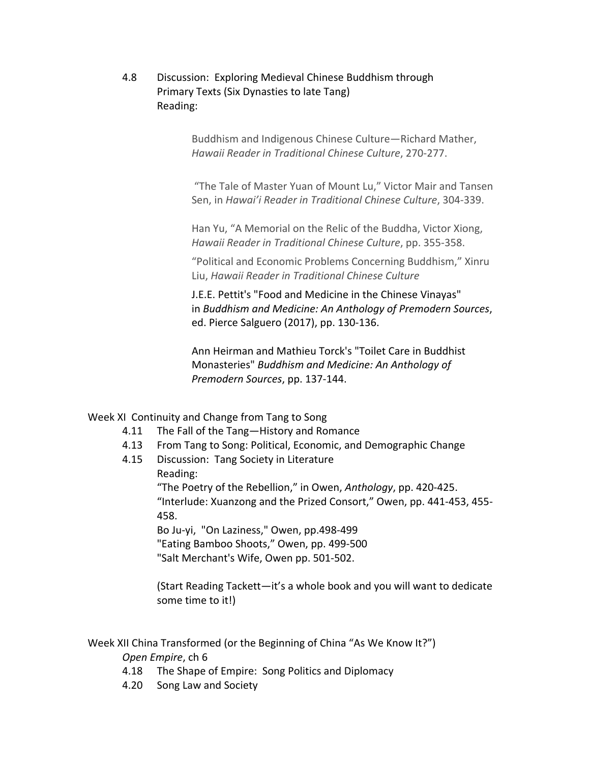4.8 Discussion: Exploring Medieval Chinese Buddhism through Primary Texts (Six Dynasties to late Tang)
Reading:

Buddhism and Indigenous Chinese Culture—Richard Mather, *Hawaii Reader in Traditional Chinese Culture*, 270-277.

"The Tale of Master Yuan of Mount Lu," Victor Mair and Tansen Sen, in *Hawai'i Reader in Traditional Chinese Culture*, 304-339.

Han Yu, "A Memorial on the Relic of the Buddha, Victor Xiong, *Hawaii Reader in Traditional Chinese Culture*, pp. 355-358.

"Political and Economic Problems Concerning Buddhism," Xinru Liu, *Hawaii Reader in Traditional Chinese Culture*

J.E.E. Pettit's "Food and Medicine in the Chinese Vinayas" in *Buddhism and Medicine: An Anthology of Premodern Sources*, ed. Pierce Salguero (2017), pp. 130-136.

Ann Heirman and Mathieu Torck's "Toilet Care in Buddhist Monasteries" *Buddhism and Medicine: An Anthology of Premodern Sources*, pp. 137-144.

Week XI Continuity and Change from Tang to Song

4.11 The Fall of the Tang—History and Romance

4.13 From Tang to Song: Political, Economic, and Demographic Change

4.15 Discussion: Tang Society in Literature
Reading:
"The Poetry of the Rebellion," in Owen, *Anthology*, pp. 420-425.
"Interlude: Xuanzong and the Prized Consort," Owen, pp. 441-453, 455-458.
Bo Ju-yi, "On Laziness," Owen, pp.498-499
"Eating Bamboo Shoots," Owen, pp. 499-500
"Salt Merchant's Wife, Owen pp. 501-502.

(Start Reading Tackett—it's a whole book and you will want to dedicate some time to it!)

Week XII China Transformed (or the Beginning of China "As We Know It?")
*Open Empire*, ch 6

4.18 The Shape of Empire: Song Politics and Diplomacy

4.20 Song Law and Society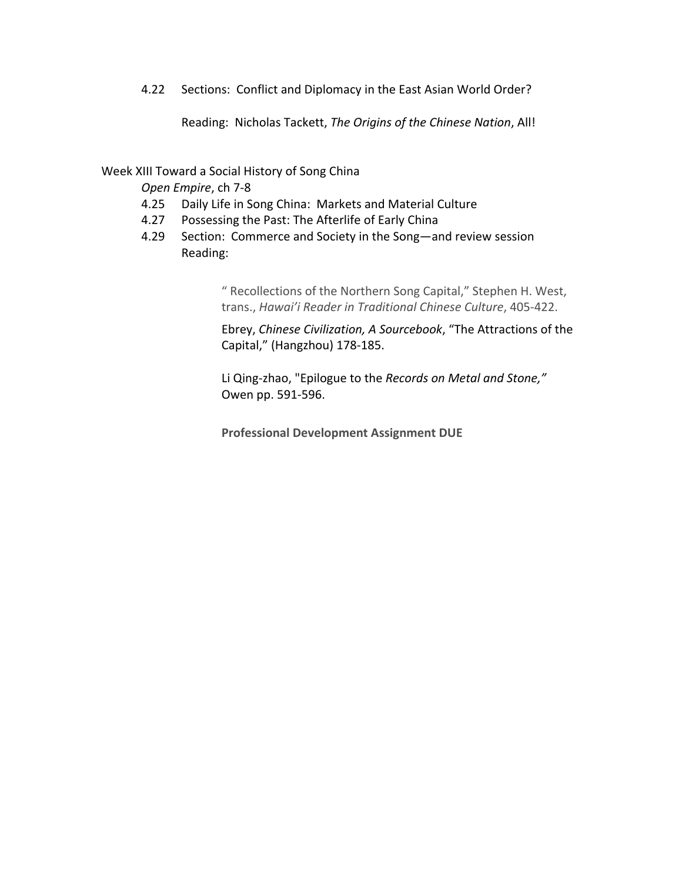4.22 Sections: Conflict and Diplomacy in the East Asian World Order?

Reading: Nicholas Tackett, *The Origins of the Chinese Nation*, All!

Week XIII Toward a Social History of Song China

*Open Empire*, ch 7-8

4.25 Daily Life in Song China: Markets and Material Culture

4.27 Possessing the Past: The Afterlife of Early China

4.29 Section: Commerce and Society in the Song—and review session

Reading:

" Recollections of the Northern Song Capital," Stephen H. West, trans., *Hawai'i Reader in Traditional Chinese Culture*, 405-422.

Ebrey, *Chinese Civilization, A Sourcebook*, "The Attractions of the Capital," (Hangzhou) 178-185.

Li Qing-zhao, "Epilogue to the *Records on Metal and Stone,"* Owen pp. 591-596.

**Professional Development Assignment DUE**